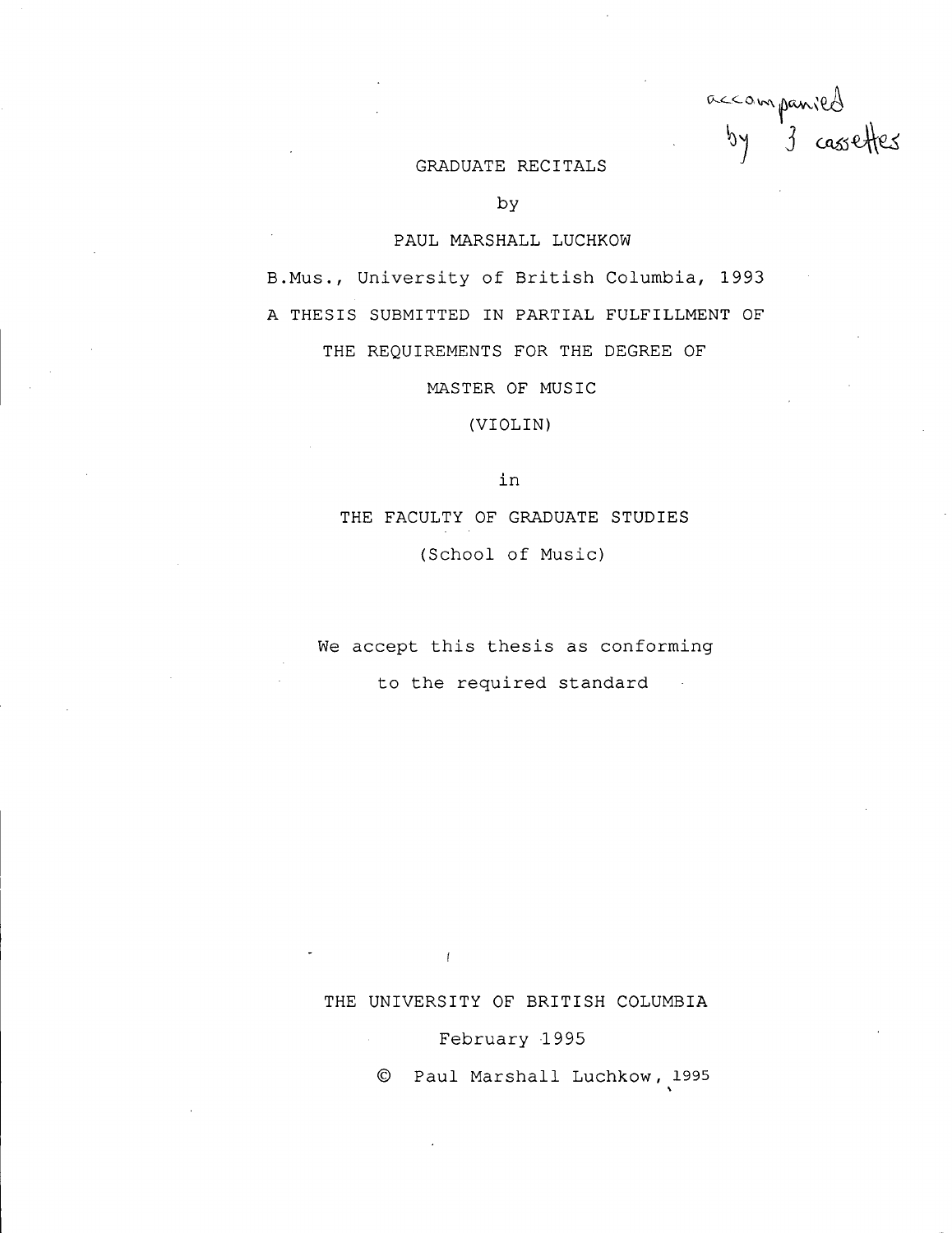accompanied by 3 cassettes

# GRADUATE RECITALS

by

PAUL MARSHALL LUCHKOW

B.Mus., University of British Columbia, 1993

A THESIS SUBMITTED IN PARTIAL FULFILLMENT OF

THE REQUIREMENTS FOR THE DEGREE OF

MASTER OF MUSIC

(VIOLIN)

in

THE FACULTY OF GRADUATE STUDIES

(School of Music)

We accept this thesis as conforming

to the required standard

THE UNIVERSITY OF BRITISH COLUMBIA

February 1995

© Paul Marshall Luchkow, 1995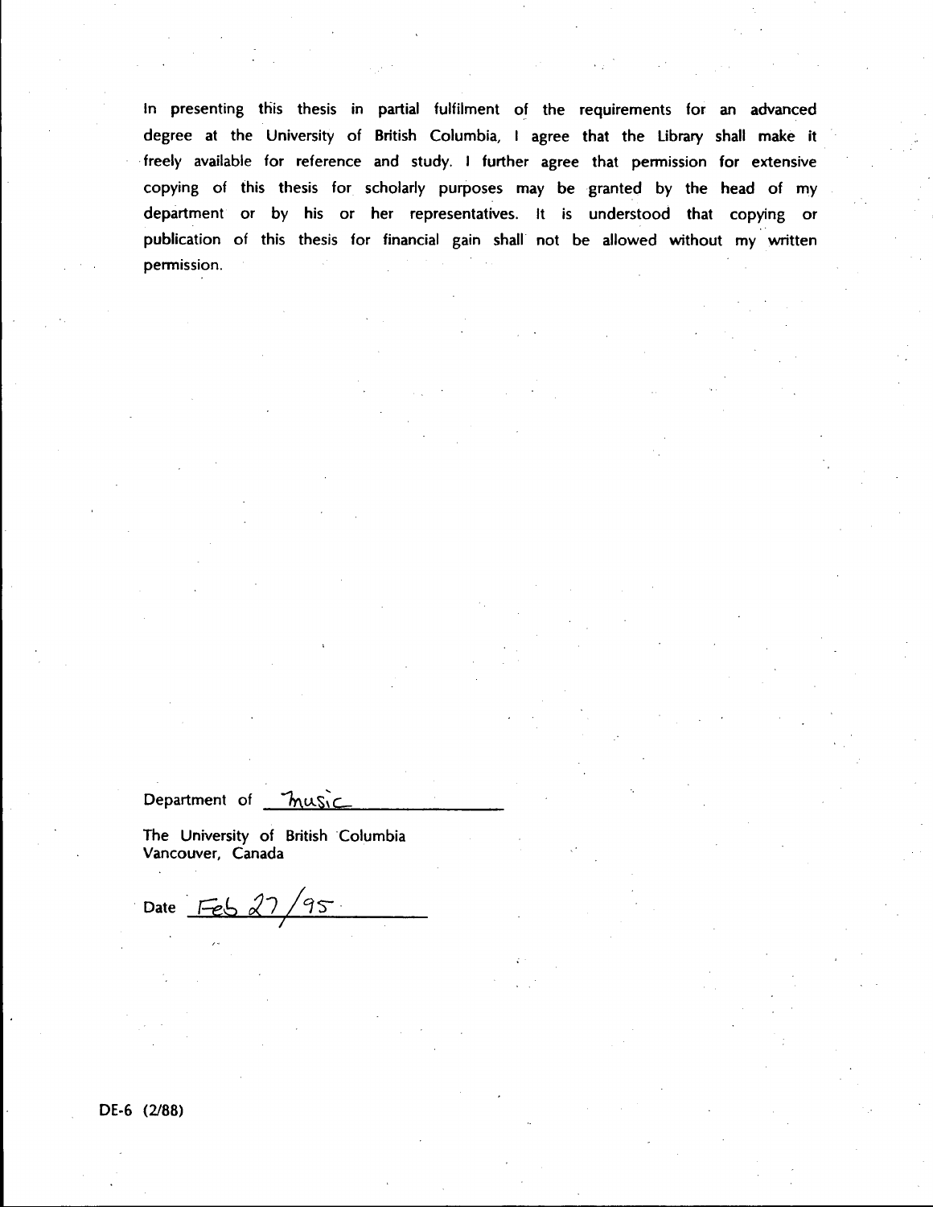In presenting this thesis in partial fulfilment of the requirements for an advanced degree at the University of British Columbia, I agree that the Library shall make it freely available for reference and study. I further agree that permission for extensive copying of this thesis for scholarly purposes may be granted by the head of my department or by his or her representatives. It is understood that copying or publication of this thesis for financial gain shall not be allowed without my written permission.

Department of Music

The University of British Columbia
Vancouver, Canada

Date Feb 27/95

DE-6 (2/88)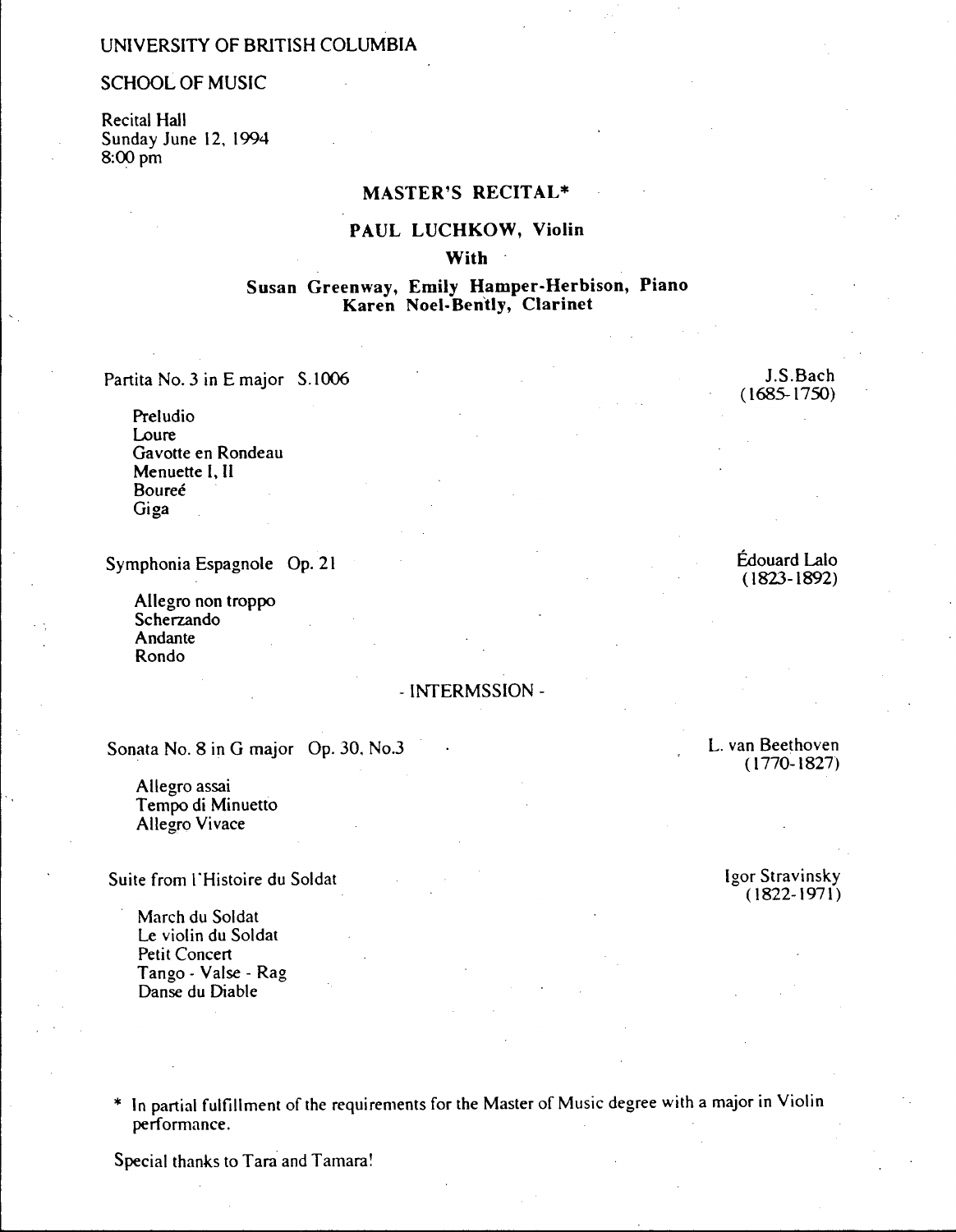UNIVERSITY OF BRITISH COLUMBIA

SCHOOL OF MUSIC

Recital Hall
Sunday June 12, 1994
8:00 pm

## MASTER'S RECITAL*

### PAUL LUCHKOW, Violin

**With**

**Susan Greenway, Emily Hamper-Herbison, Piano**
**Karen Noel-Bently, Clarinet**

Partita No. 3 in E major S.1006 — J.S.Bach (1685-1750)

- Preludio
- Loure
- Gavotte en Rondeau
- Menuette I, II
- Boureé
- Giga

Symphonia Espagnole Op. 21 — Édouard Lalo (1823-1892)

- Allegro non troppo
- Scherzando
- Andante
- Rondo

\- INTERMSSION -

Sonata No. 8 in G major Op. 30, No.3 — L. van Beethoven (1770-1827)

- Allegro assai
- Tempo di Minuetto
- Allegro Vivace

Suite from l'Histoire du Soldat — Igor Stravinsky (1822-1971)

- March du Soldat
- Le violin du Soldat
- Petit Concert
- Tango - Valse - Rag
- Danse du Diable

\* In partial fulfillment of the requirements for the Master of Music degree with a major in Violin performance.

Special thanks to Tara and Tamara!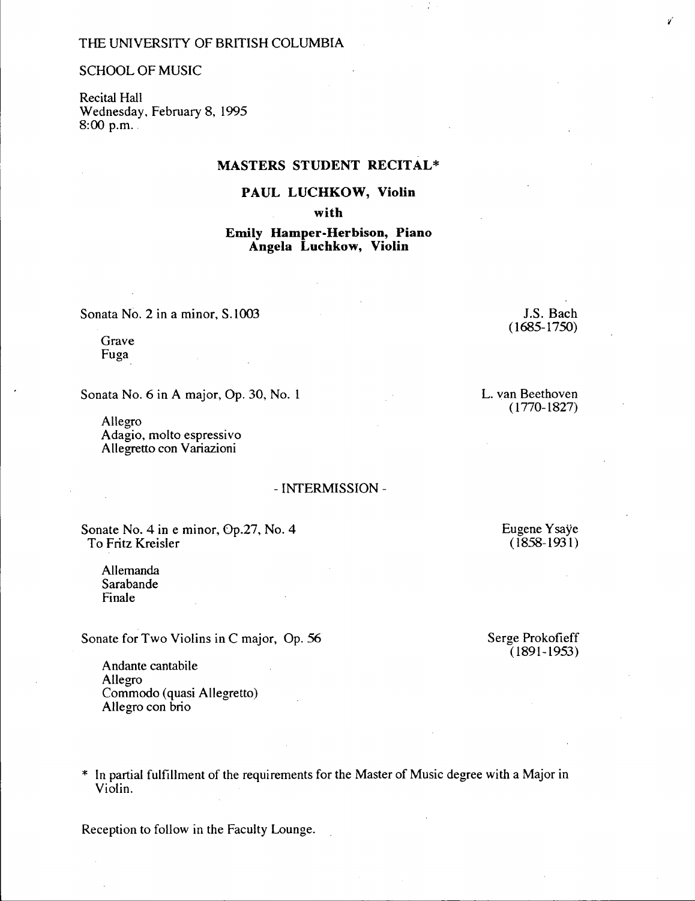THE UNIVERSITY OF BRITISH COLUMBIA

SCHOOL OF MUSIC

Recital Hall
Wednesday, February 8, 1995
8:00 p.m.

## MASTERS STUDENT RECITAL*

### PAUL LUCHKOW, Violin

**with**

**Emily Hamper-Herbison, Piano**
**Angela Luchkow, Violin**

Sonata No. 2 in a minor, S.1003 — J.S. Bach (1685-1750)

Grave
Fuga

Sonata No. 6 in A major, Op. 30, No. 1 — L. van Beethoven (1770-1827)

Allegro
Adagio, molto espressivo
Allegretto con Variazioni

- INTERMISSION -

Sonate No. 4 in e minor, Op.27, No. 4 — Eugene Ysaÿe (1858-1931)
To Fritz Kreisler

Allemanda
Sarabande
Finale

Sonate for Two Violins in C major, Op. 56 — Serge Prokofieff (1891-1953)

Andante cantabile
Allegro
Commodo (quasi Allegretto)
Allegro con brio

* In partial fulfillment of the requirements for the Master of Music degree with a Major in Violin.

Reception to follow in the Faculty Lounge.